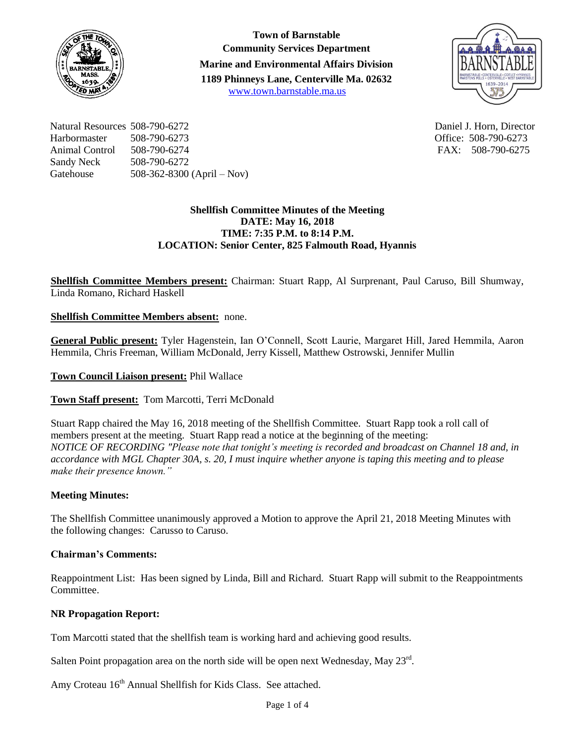**Town of Barnstable**
**Community Services Department**
**Marine and Environmental Affairs Division**
**1189 Phinneys Lane, Centerville Ma. 02632**
www.town.barnstable.ma.us

Natural Resources 508-790-6272
Harbormaster 508-790-6273
Animal Control 508-790-6274
Sandy Neck 508-790-6272
Gatehouse 508-362-8300 (April – Nov)

Daniel J. Horn, Director
Office: 508-790-6273
FAX: 508-790-6275

**Shellfish Committee Minutes of the Meeting**
**DATE: May 16, 2018**
**TIME: 7:35 P.M. to 8:14 P.M.**
**LOCATION: Senior Center, 825 Falmouth Road, Hyannis**

**Shellfish Committee Members present:** Chairman: Stuart Rapp, Al Surprenant, Paul Caruso, Bill Shumway, Linda Romano, Richard Haskell

**Shellfish Committee Members absent:** none.

**General Public present:** Tyler Hagenstein, Ian O'Connell, Scott Laurie, Margaret Hill, Jared Hemmila, Aaron Hemmila, Chris Freeman, William McDonald, Jerry Kissell, Matthew Ostrowski, Jennifer Mullin

**Town Council Liaison present:** Phil Wallace

**Town Staff present:** Tom Marcotti, Terri McDonald

Stuart Rapp chaired the May 16, 2018 meeting of the Shellfish Committee. Stuart Rapp took a roll call of members present at the meeting. Stuart Rapp read a notice at the beginning of the meeting:
*NOTICE OF RECORDING "Please note that tonight's meeting is recorded and broadcast on Channel 18 and, in accordance with MGL Chapter 30A, s. 20, I must inquire whether anyone is taping this meeting and to please make their presence known."*

**Meeting Minutes:**

The Shellfish Committee unanimously approved a Motion to approve the April 21, 2018 Meeting Minutes with the following changes: Carusso to Caruso.

**Chairman's Comments:**

Reappointment List: Has been signed by Linda, Bill and Richard. Stuart Rapp will submit to the Reappointments Committee.

**NR Propagation Report:**

Tom Marcotti stated that the shellfish team is working hard and achieving good results.

Salten Point propagation area on the north side will be open next Wednesday, May 23rd.

Amy Croteau 16th Annual Shellfish for Kids Class. See attached.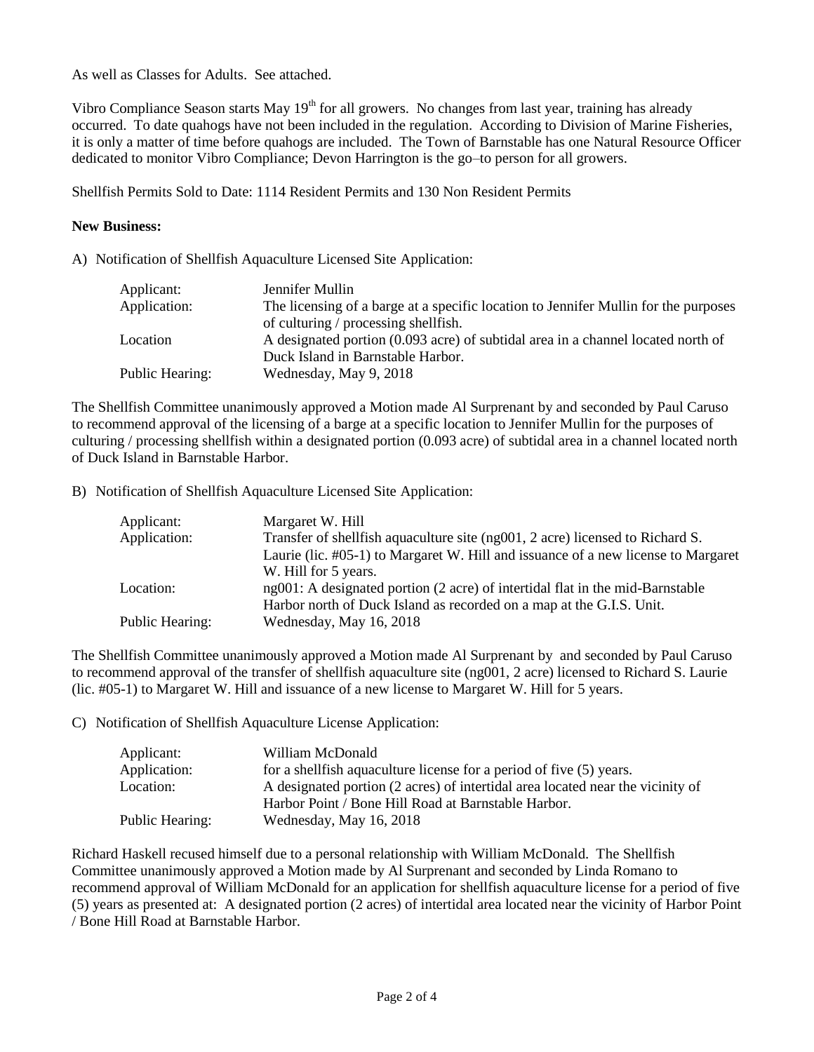As well as Classes for Adults. See attached.

Vibro Compliance Season starts May 19th for all growers. No changes from last year, training has already occurred. To date quahogs have not been included in the regulation. According to Division of Marine Fisheries, it is only a matter of time before quahogs are included. The Town of Barnstable has one Natural Resource Officer dedicated to monitor Vibro Compliance; Devon Harrington is the go–to person for all growers.

Shellfish Permits Sold to Date: 1114 Resident Permits and 130 Non Resident Permits

**New Business:**

A) Notification of Shellfish Aquaculture Licensed Site Application:

| | |
|---|---|
| Applicant: | Jennifer Mullin |
| Application: | The licensing of a barge at a specific location to Jennifer Mullin for the purposes of culturing / processing shellfish. |
| Location | A designated portion (0.093 acre) of subtidal area in a channel located north of Duck Island in Barnstable Harbor. |
| Public Hearing: | Wednesday, May 9, 2018 |

The Shellfish Committee unanimously approved a Motion made Al Surprenant by and seconded by Paul Caruso to recommend approval of the licensing of a barge at a specific location to Jennifer Mullin for the purposes of culturing / processing shellfish within a designated portion (0.093 acre) of subtidal area in a channel located north of Duck Island in Barnstable Harbor.

B) Notification of Shellfish Aquaculture Licensed Site Application:

| | |
|---|---|
| Applicant: | Margaret W. Hill |
| Application: | Transfer of shellfish aquaculture site (ng001, 2 acre) licensed to Richard S. Laurie (lic. #05-1) to Margaret W. Hill and issuance of a new license to Margaret W. Hill for 5 years. |
| Location: | ng001: A designated portion (2 acre) of intertidal flat in the mid-Barnstable Harbor north of Duck Island as recorded on a map at the G.I.S. Unit. |
| Public Hearing: | Wednesday, May 16, 2018 |

The Shellfish Committee unanimously approved a Motion made Al Surprenant by and seconded by Paul Caruso to recommend approval of the transfer of shellfish aquaculture site (ng001, 2 acre) licensed to Richard S. Laurie (lic. #05-1) to Margaret W. Hill and issuance of a new license to Margaret W. Hill for 5 years.

C) Notification of Shellfish Aquaculture License Application:

| | |
|---|---|
| Applicant: | William McDonald |
| Application: | for a shellfish aquaculture license for a period of five (5) years. |
| Location: | A designated portion (2 acres) of intertidal area located near the vicinity of Harbor Point / Bone Hill Road at Barnstable Harbor. |
| Public Hearing: | Wednesday, May 16, 2018 |

Richard Haskell recused himself due to a personal relationship with William McDonald. The Shellfish Committee unanimously approved a Motion made by Al Surprenant and seconded by Linda Romano to recommend approval of William McDonald for an application for shellfish aquaculture license for a period of five (5) years as presented at: A designated portion (2 acres) of intertidal area located near the vicinity of Harbor Point / Bone Hill Road at Barnstable Harbor.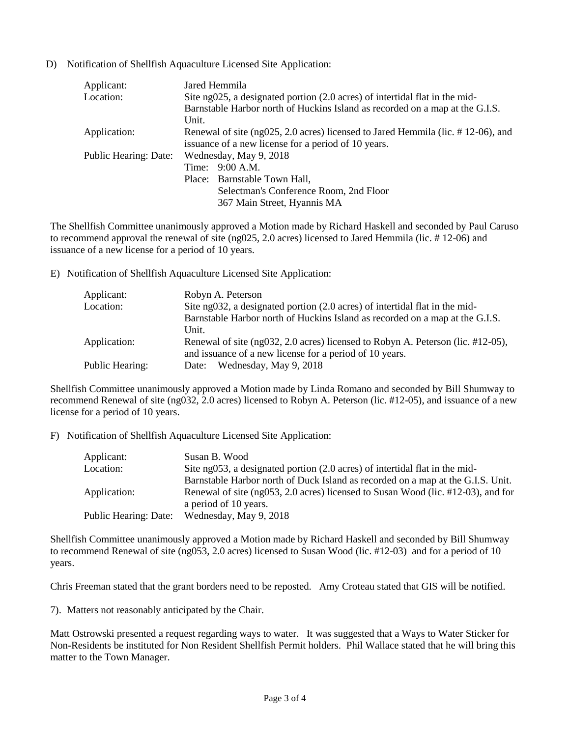D) Notification of Shellfish Aquaculture Licensed Site Application:

| | |
|---|---|
| Applicant: | Jared Hemmila |
| Location: | Site ng025, a designated portion (2.0 acres) of intertidal flat in the mid-Barnstable Harbor north of Huckins Island as recorded on a map at the G.I.S. Unit. |
| Application: | Renewal of site (ng025, 2.0 acres) licensed to Jared Hemmila (lic. # 12-06), and issuance of a new license for a period of 10 years. |
| Public Hearing: Date: | Wednesday, May 9, 2018 |
| | Time: 9:00 A.M. |
| | Place: Barnstable Town Hall, Selectman's Conference Room, 2nd Floor 367 Main Street, Hyannis MA |

The Shellfish Committee unanimously approved a Motion made by Richard Haskell and seconded by Paul Caruso to recommend approval the renewal of site (ng025, 2.0 acres) licensed to Jared Hemmila (lic. # 12-06) and issuance of a new license for a period of 10 years.

E) Notification of Shellfish Aquaculture Licensed Site Application:

| | |
|---|---|
| Applicant: | Robyn A. Peterson |
| Location: | Site ng032, a designated portion (2.0 acres) of intertidal flat in the mid-Barnstable Harbor north of Huckins Island as recorded on a map at the G.I.S. Unit. |
| Application: | Renewal of site (ng032, 2.0 acres) licensed to Robyn A. Peterson (lic. #12-05), and issuance of a new license for a period of 10 years. |
| Public Hearing: | Date: Wednesday, May 9, 2018 |

Shellfish Committee unanimously approved a Motion made by Linda Romano and seconded by Bill Shumway to recommend Renewal of site (ng032, 2.0 acres) licensed to Robyn A. Peterson (lic. #12-05), and issuance of a new license for a period of 10 years.

F) Notification of Shellfish Aquaculture Licensed Site Application:

| | |
|---|---|
| Applicant: | Susan B. Wood |
| Location: | Site ng053, a designated portion (2.0 acres) of intertidal flat in the mid-Barnstable Harbor north of Duck Island as recorded on a map at the G.I.S. Unit. |
| Application: | Renewal of site (ng053, 2.0 acres) licensed to Susan Wood (lic. #12-03), and for a period of 10 years. |
| Public Hearing: Date: | Wednesday, May 9, 2018 |

Shellfish Committee unanimously approved a Motion made by Richard Haskell and seconded by Bill Shumway to recommend Renewal of site (ng053, 2.0 acres) licensed to Susan Wood (lic. #12-03) and for a period of 10 years.

Chris Freeman stated that the grant borders need to be reposted. Amy Croteau stated that GIS will be notified.

7). Matters not reasonably anticipated by the Chair.

Matt Ostrowski presented a request regarding ways to water. It was suggested that a Ways to Water Sticker for Non-Residents be instituted for Non Resident Shellfish Permit holders. Phil Wallace stated that he will bring this matter to the Town Manager.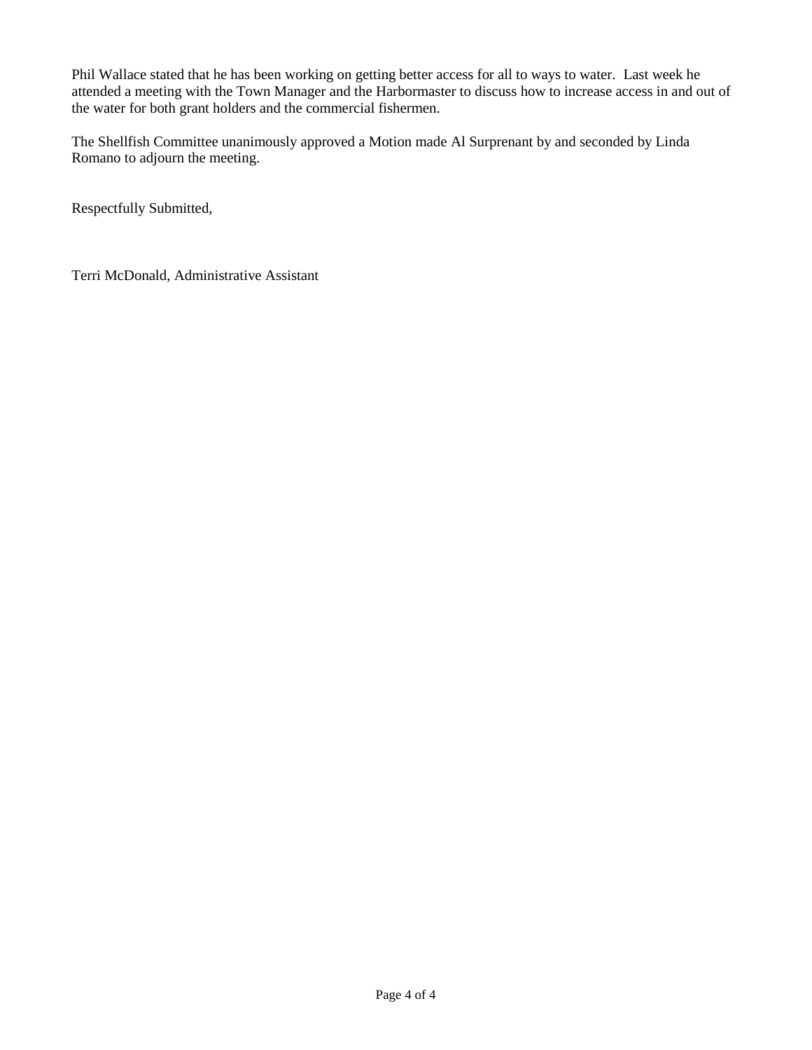Phil Wallace stated that he has been working on getting better access for all to ways to water. Last week he attended a meeting with the Town Manager and the Harbormaster to discuss how to increase access in and out of the water for both grant holders and the commercial fishermen.

The Shellfish Committee unanimously approved a Motion made Al Surprenant by and seconded by Linda Romano to adjourn the meeting.

Respectfully Submitted,

Terri McDonald, Administrative Assistant